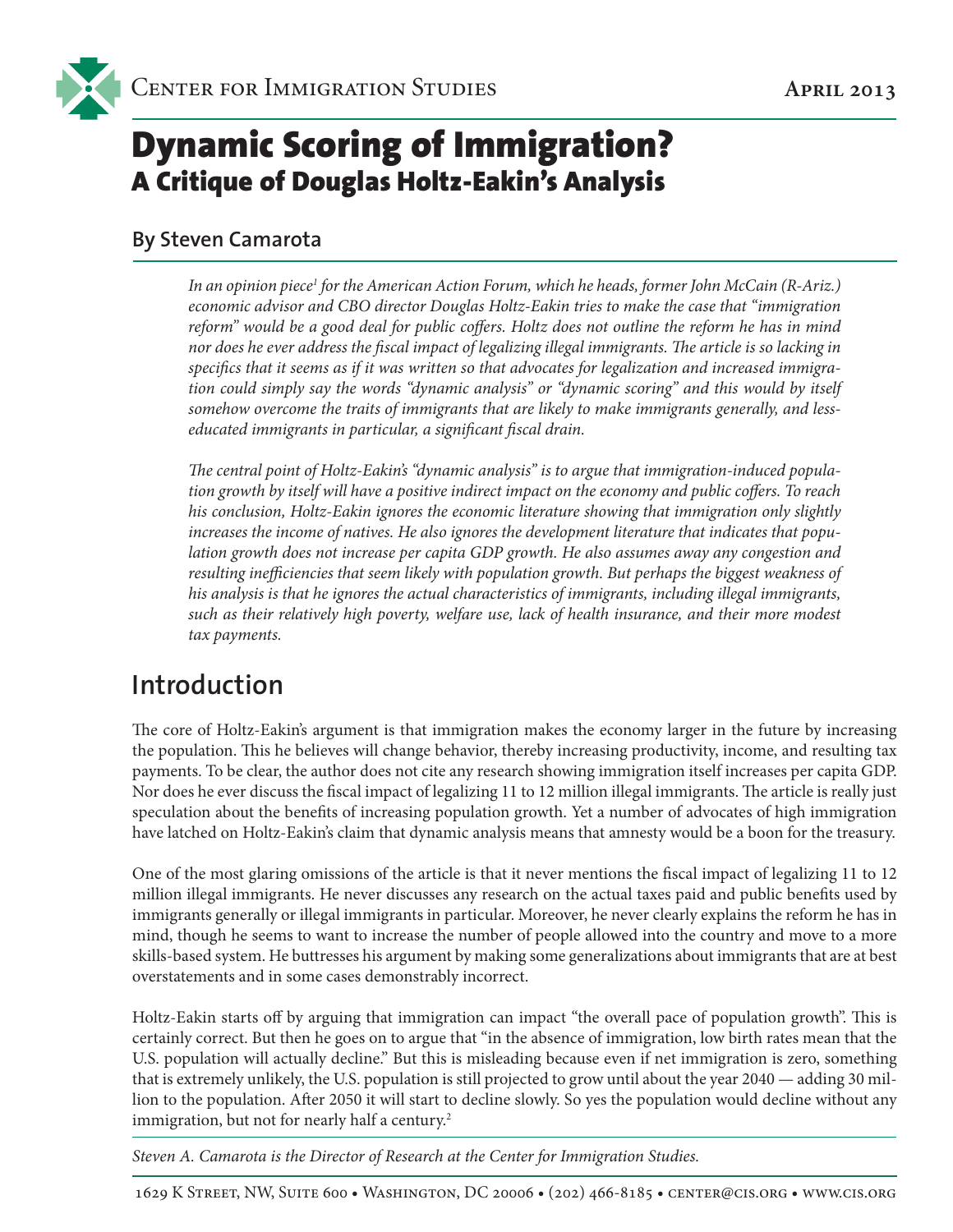Center for Immigration Studies

April 2013

# Dynamic Scoring of Immigration?
## A Critique of Douglas Holtz-Eakin's Analysis

### By Steven Camarota

*In an opinion piece[1] for the American Action Forum, which he heads, former John McCain (R-Ariz.) economic advisor and CBO director Douglas Holtz-Eakin tries to make the case that "immigration reform" would be a good deal for public coffers. Holtz does not outline the reform he has in mind nor does he ever address the fiscal impact of legalizing illegal immigrants. The article is so lacking in specifics that it seems as if it was written so that advocates for legalization and increased immigration could simply say the words "dynamic analysis" or "dynamic scoring" and this would by itself somehow overcome the traits of immigrants that are likely to make immigrants generally, and less-educated immigrants in particular, a significant fiscal drain.*

*The central point of Holtz-Eakin's "dynamic analysis" is to argue that immigration-induced population growth by itself will have a positive indirect impact on the economy and public coffers. To reach his conclusion, Holtz-Eakin ignores the economic literature showing that immigration only slightly increases the income of natives. He also ignores the development literature that indicates that population growth does not increase per capita GDP growth. He also assumes away any congestion and resulting inefficiencies that seem likely with population growth. But perhaps the biggest weakness of his analysis is that he ignores the actual characteristics of immigrants, including illegal immigrants, such as their relatively high poverty, welfare use, lack of health insurance, and their more modest tax payments.*

## Introduction

The core of Holtz-Eakin's argument is that immigration makes the economy larger in the future by increasing the population. This he believes will change behavior, thereby increasing productivity, income, and resulting tax payments. To be clear, the author does not cite any research showing immigration itself increases per capita GDP. Nor does he ever discuss the fiscal impact of legalizing 11 to 12 million illegal immigrants. The article is really just speculation about the benefits of increasing population growth. Yet a number of advocates of high immigration have latched on Holtz-Eakin's claim that dynamic analysis means that amnesty would be a boon for the treasury.

One of the most glaring omissions of the article is that it never mentions the fiscal impact of legalizing 11 to 12 million illegal immigrants. He never discusses any research on the actual taxes paid and public benefits used by immigrants generally or illegal immigrants in particular. Moreover, he never clearly explains the reform he has in mind, though he seems to want to increase the number of people allowed into the country and move to a more skills-based system. He buttresses his argument by making some generalizations about immigrants that are at best overstatements and in some cases demonstrably incorrect.

Holtz-Eakin starts off by arguing that immigration can impact "the overall pace of population growth". This is certainly correct. But then he goes on to argue that "in the absence of immigration, low birth rates mean that the U.S. population will actually decline." But this is misleading because even if net immigration is zero, something that is extremely unlikely, the U.S. population is still projected to grow until about the year 2040 — adding 30 million to the population. After 2050 it will start to decline slowly. So yes the population would decline without any immigration, but not for nearly half a century.[2]

*Steven A. Camarota is the Director of Research at the Center for Immigration Studies.*

1629 K Street, NW, Suite 600 • Washington, DC 20006 • (202) 466-8185 • center@cis.org • www.cis.org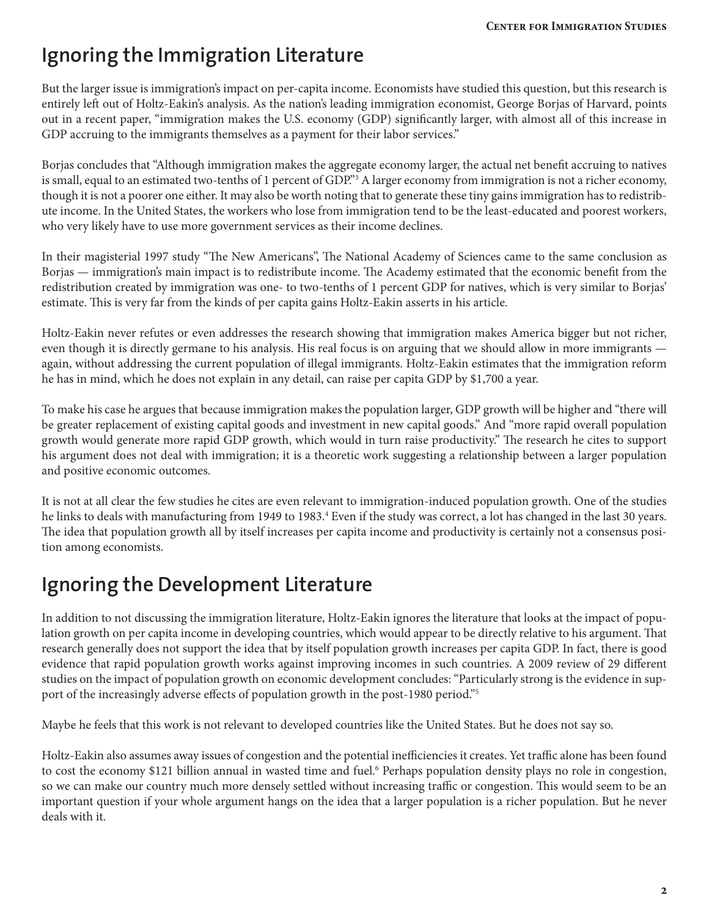## Ignoring the Immigration Literature

But the larger issue is immigration's impact on per-capita income. Economists have studied this question, but this research is entirely left out of Holtz-Eakin's analysis. As the nation's leading immigration economist, George Borjas of Harvard, points out in a recent paper, "immigration makes the U.S. economy (GDP) significantly larger, with almost all of this increase in GDP accruing to the immigrants themselves as a payment for their labor services."

Borjas concludes that "Although immigration makes the aggregate economy larger, the actual net benefit accruing to natives is small, equal to an estimated two-tenths of 1 percent of GDP."[3] A larger economy from immigration is not a richer economy, though it is not a poorer one either. It may also be worth noting that to generate these tiny gains immigration has to redistribute income. In the United States, the workers who lose from immigration tend to be the least-educated and poorest workers, who very likely have to use more government services as their income declines.

In their magisterial 1997 study "The New Americans", The National Academy of Sciences came to the same conclusion as Borjas — immigration's main impact is to redistribute income. The Academy estimated that the economic benefit from the redistribution created by immigration was one- to two-tenths of 1 percent GDP for natives, which is very similar to Borjas' estimate. This is very far from the kinds of per capita gains Holtz-Eakin asserts in his article.

Holtz-Eakin never refutes or even addresses the research showing that immigration makes America bigger but not richer, even though it is directly germane to his analysis. His real focus is on arguing that we should allow in more immigrants — again, without addressing the current population of illegal immigrants. Holtz-Eakin estimates that the immigration reform he has in mind, which he does not explain in any detail, can raise per capita GDP by $1,700 a year.

To make his case he argues that because immigration makes the population larger, GDP growth will be higher and "there will be greater replacement of existing capital goods and investment in new capital goods." And "more rapid overall population growth would generate more rapid GDP growth, which would in turn raise productivity." The research he cites to support his argument does not deal with immigration; it is a theoretic work suggesting a relationship between a larger population and positive economic outcomes.

It is not at all clear the few studies he cites are even relevant to immigration-induced population growth. One of the studies he links to deals with manufacturing from 1949 to 1983.[4] Even if the study was correct, a lot has changed in the last 30 years. The idea that population growth all by itself increases per capita income and productivity is certainly not a consensus position among economists.

## Ignoring the Development Literature

In addition to not discussing the immigration literature, Holtz-Eakin ignores the literature that looks at the impact of population growth on per capita income in developing countries, which would appear to be directly relative to his argument. That research generally does not support the idea that by itself population growth increases per capita GDP. In fact, there is good evidence that rapid population growth works against improving incomes in such countries. A 2009 review of 29 different studies on the impact of population growth on economic development concludes: "Particularly strong is the evidence in support of the increasingly adverse effects of population growth in the post-1980 period."[5]

Maybe he feels that this work is not relevant to developed countries like the United States. But he does not say so.

Holtz-Eakin also assumes away issues of congestion and the potential inefficiencies it creates. Yet traffic alone has been found to cost the economy $121 billion annual in wasted time and fuel.[6] Perhaps population density plays no role in congestion, so we can make our country much more densely settled without increasing traffic or congestion. This would seem to be an important question if your whole argument hangs on the idea that a larger population is a richer population. But he never deals with it.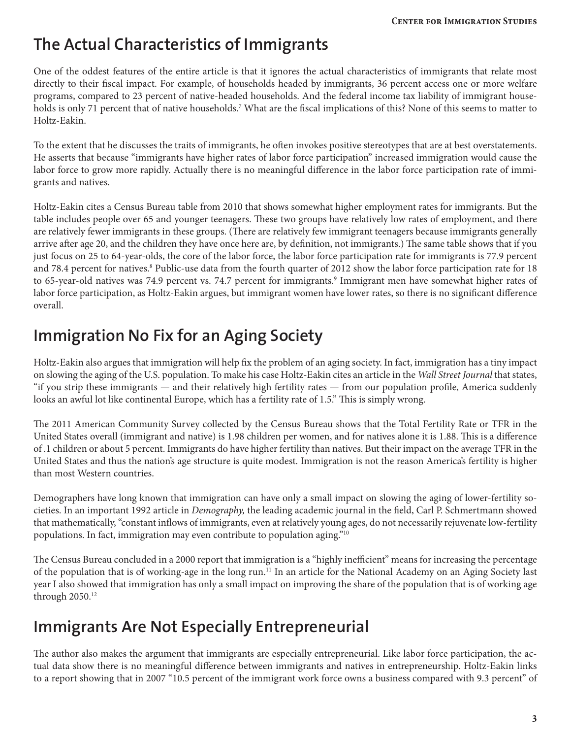## The Actual Characteristics of Immigrants

One of the oddest features of the entire article is that it ignores the actual characteristics of immigrants that relate most directly to their fiscal impact. For example, of households headed by immigrants, 36 percent access one or more welfare programs, compared to 23 percent of native-headed households. And the federal income tax liability of immigrant households is only 71 percent that of native households.[7] What are the fiscal implications of this? None of this seems to matter to Holtz-Eakin.

To the extent that he discusses the traits of immigrants, he often invokes positive stereotypes that are at best overstatements. He asserts that because "immigrants have higher rates of labor force participation" increased immigration would cause the labor force to grow more rapidly. Actually there is no meaningful difference in the labor force participation rate of immigrants and natives.

Holtz-Eakin cites a Census Bureau table from 2010 that shows somewhat higher employment rates for immigrants. But the table includes people over 65 and younger teenagers. These two groups have relatively low rates of employment, and there are relatively fewer immigrants in these groups. (There are relatively few immigrant teenagers because immigrants generally arrive after age 20, and the children they have once here are, by definition, not immigrants.) The same table shows that if you just focus on 25 to 64-year-olds, the core of the labor force, the labor force participation rate for immigrants is 77.9 percent and 78.4 percent for natives.[8] Public-use data from the fourth quarter of 2012 show the labor force participation rate for 18 to 65-year-old natives was 74.9 percent vs. 74.7 percent for immigrants.[9] Immigrant men have somewhat higher rates of labor force participation, as Holtz-Eakin argues, but immigrant women have lower rates, so there is no significant difference overall.

## Immigration No Fix for an Aging Society

Holtz-Eakin also argues that immigration will help fix the problem of an aging society. In fact, immigration has a tiny impact on slowing the aging of the U.S. population. To make his case Holtz-Eakin cites an article in the *Wall Street Journal* that states, "if you strip these immigrants — and their relatively high fertility rates — from our population profile, America suddenly looks an awful lot like continental Europe, which has a fertility rate of 1.5." This is simply wrong.

The 2011 American Community Survey collected by the Census Bureau shows that the Total Fertility Rate or TFR in the United States overall (immigrant and native) is 1.98 children per women, and for natives alone it is 1.88. This is a difference of .1 children or about 5 percent. Immigrants do have higher fertility than natives. But their impact on the average TFR in the United States and thus the nation's age structure is quite modest. Immigration is not the reason America's fertility is higher than most Western countries.

Demographers have long known that immigration can have only a small impact on slowing the aging of lower-fertility societies. In an important 1992 article in *Demography,* the leading academic journal in the field, Carl P. Schmertmann showed that mathematically, "constant inflows of immigrants, even at relatively young ages, do not necessarily rejuvenate low-fertility populations. In fact, immigration may even contribute to population aging."[10]

The Census Bureau concluded in a 2000 report that immigration is a "highly inefficient" means for increasing the percentage of the population that is of working-age in the long run.[11] In an article for the National Academy on an Aging Society last year I also showed that immigration has only a small impact on improving the share of the population that is of working age through 2050.[12]

## Immigrants Are Not Especially Entrepreneurial

The author also makes the argument that immigrants are especially entrepreneurial. Like labor force participation, the actual data show there is no meaningful difference between immigrants and natives in entrepreneurship. Holtz-Eakin links to a report showing that in 2007 "10.5 percent of the immigrant work force owns a business compared with 9.3 percent" of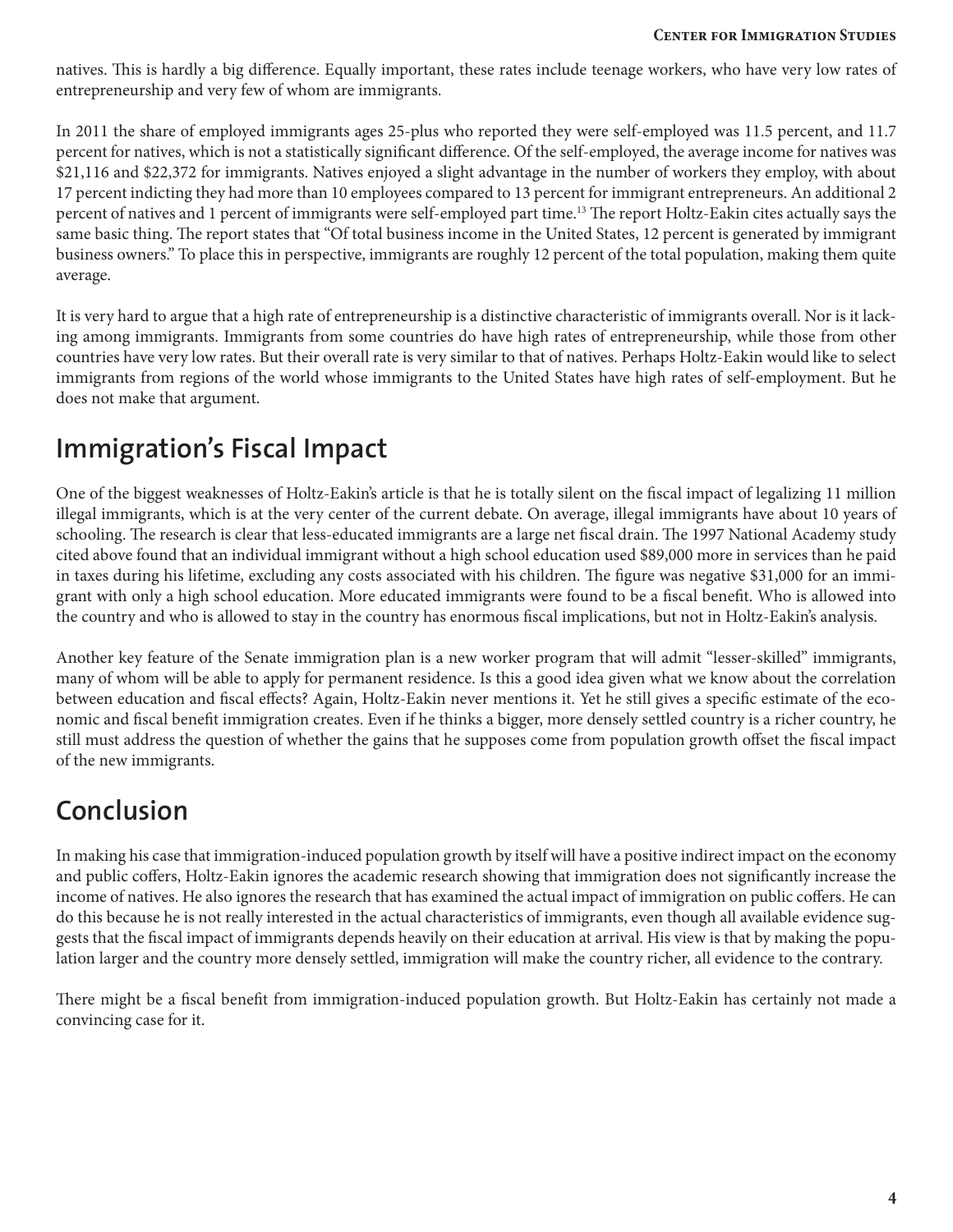natives. This is hardly a big difference. Equally important, these rates include teenage workers, who have very low rates of entrepreneurship and very few of whom are immigrants.

In 2011 the share of employed immigrants ages 25-plus who reported they were self-employed was 11.5 percent, and 11.7 percent for natives, which is not a statistically significant difference. Of the self-employed, the average income for natives was $21,116 and $22,372 for immigrants. Natives enjoyed a slight advantage in the number of workers they employ, with about 17 percent indicting they had more than 10 employees compared to 13 percent for immigrant entrepreneurs. An additional 2 percent of natives and 1 percent of immigrants were self-employed part time.[13] The report Holtz-Eakin cites actually says the same basic thing. The report states that "Of total business income in the United States, 12 percent is generated by immigrant business owners." To place this in perspective, immigrants are roughly 12 percent of the total population, making them quite average.

It is very hard to argue that a high rate of entrepreneurship is a distinctive characteristic of immigrants overall. Nor is it lacking among immigrants. Immigrants from some countries do have high rates of entrepreneurship, while those from other countries have very low rates. But their overall rate is very similar to that of natives. Perhaps Holtz-Eakin would like to select immigrants from regions of the world whose immigrants to the United States have high rates of self-employment. But he does not make that argument.

## Immigration's Fiscal Impact

One of the biggest weaknesses of Holtz-Eakin's article is that he is totally silent on the fiscal impact of legalizing 11 million illegal immigrants, which is at the very center of the current debate. On average, illegal immigrants have about 10 years of schooling. The research is clear that less-educated immigrants are a large net fiscal drain. The 1997 National Academy study cited above found that an individual immigrant without a high school education used $89,000 more in services than he paid in taxes during his lifetime, excluding any costs associated with his children. The figure was negative $31,000 for an immigrant with only a high school education. More educated immigrants were found to be a fiscal benefit. Who is allowed into the country and who is allowed to stay in the country has enormous fiscal implications, but not in Holtz-Eakin's analysis.

Another key feature of the Senate immigration plan is a new worker program that will admit "lesser-skilled" immigrants, many of whom will be able to apply for permanent residence. Is this a good idea given what we know about the correlation between education and fiscal effects? Again, Holtz-Eakin never mentions it. Yet he still gives a specific estimate of the economic and fiscal benefit immigration creates. Even if he thinks a bigger, more densely settled country is a richer country, he still must address the question of whether the gains that he supposes come from population growth offset the fiscal impact of the new immigrants.

## Conclusion

In making his case that immigration-induced population growth by itself will have a positive indirect impact on the economy and public coffers, Holtz-Eakin ignores the academic research showing that immigration does not significantly increase the income of natives. He also ignores the research that has examined the actual impact of immigration on public coffers. He can do this because he is not really interested in the actual characteristics of immigrants, even though all available evidence suggests that the fiscal impact of immigrants depends heavily on their education at arrival. His view is that by making the population larger and the country more densely settled, immigration will make the country richer, all evidence to the contrary.

There might be a fiscal benefit from immigration-induced population growth. But Holtz-Eakin has certainly not made a convincing case for it.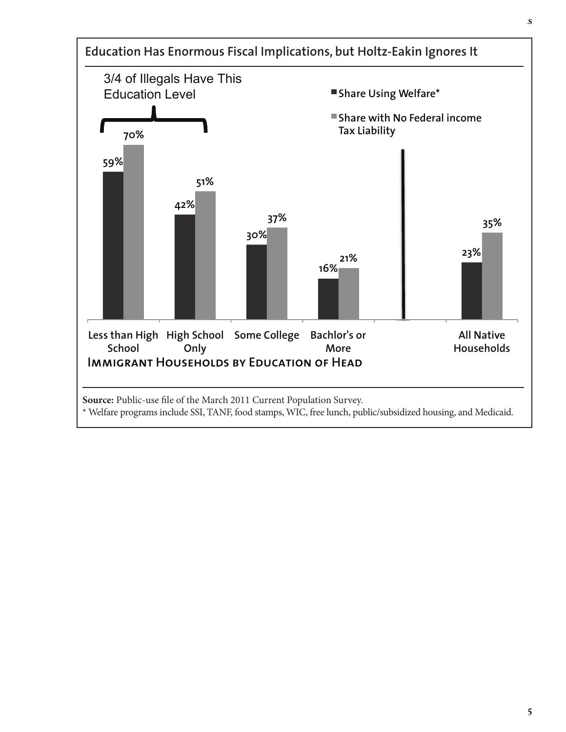**Education Has Enormous Fiscal Implications, but Holtz-Eakin Ignores It**

3/4 of Illegals Have This Education Level

| Immigrant Households by Education of Head | Share Using Welfare* | Share with No Federal income Tax Liability |
| --- | --- | --- |
| Less than High School | 59% | 70% |
| High School Only | 42% | 51% |
| Some College | 30% | 37% |
| Bachlor's or More | 16% | 21% |
| All Native Households | 23% | 35% |

**Source:** Public-use file of the March 2011 Current Population Survey.

* Welfare programs include SSI, TANF, food stamps, WIC, free lunch, public/subsidized housing, and Medicaid.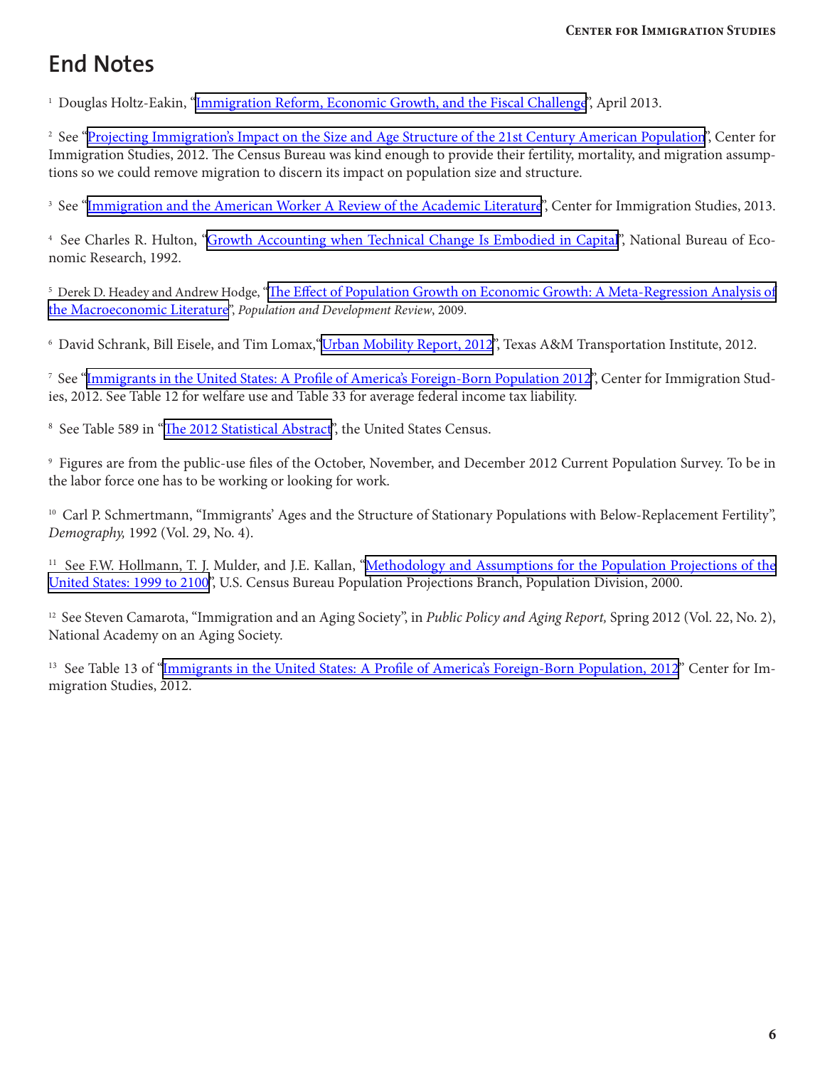## End Notes

[1] Douglas Holtz-Eakin, "Immigration Reform, Economic Growth, and the Fiscal Challenge", April 2013.

[2] See "Projecting Immigration's Impact on the Size and Age Structure of the 21st Century American Population", Center for Immigration Studies, 2012. The Census Bureau was kind enough to provide their fertility, mortality, and migration assumptions so we could remove migration to discern its impact on population size and structure.

[3] See "Immigration and the American Worker A Review of the Academic Literature", Center for Immigration Studies, 2013.

[4] See Charles R. Hulton, "Growth Accounting when Technical Change Is Embodied in Capital", National Bureau of Economic Research, 1992.

[5] Derek D. Headey and Andrew Hodge, "The Effect of Population Growth on Economic Growth: A Meta-Regression Analysis of the Macroeconomic Literature", *Population and Development Review*, 2009.

[6] David Schrank, Bill Eisele, and Tim Lomax,"Urban Mobility Report, 2012", Texas A&M Transportation Institute, 2012.

[7] See "Immigrants in the United States: A Profile of America's Foreign-Born Population 2012", Center for Immigration Studies, 2012. See Table 12 for welfare use and Table 33 for average federal income tax liability.

[8] See Table 589 in "The 2012 Statistical Abstract", the United States Census.

[9] Figures are from the public-use files of the October, November, and December 2012 Current Population Survey. To be in the labor force one has to be working or looking for work.

[10] Carl P. Schmertmann, "Immigrants' Ages and the Structure of Stationary Populations with Below-Replacement Fertility", *Demography,* 1992 (Vol. 29, No. 4).

[11] See F.W. Hollmann, T. J. Mulder, and J.E. Kallan, "Methodology and Assumptions for the Population Projections of the United States: 1999 to 2100", U.S. Census Bureau Population Projections Branch, Population Division, 2000.

[12] See Steven Camarota, "Immigration and an Aging Society", in *Public Policy and Aging Report,* Spring 2012 (Vol. 22, No. 2), National Academy on an Aging Society.

[13] See Table 13 of "Immigrants in the United States: A Profile of America's Foreign-Born Population, 2012" Center for Immigration Studies, 2012.